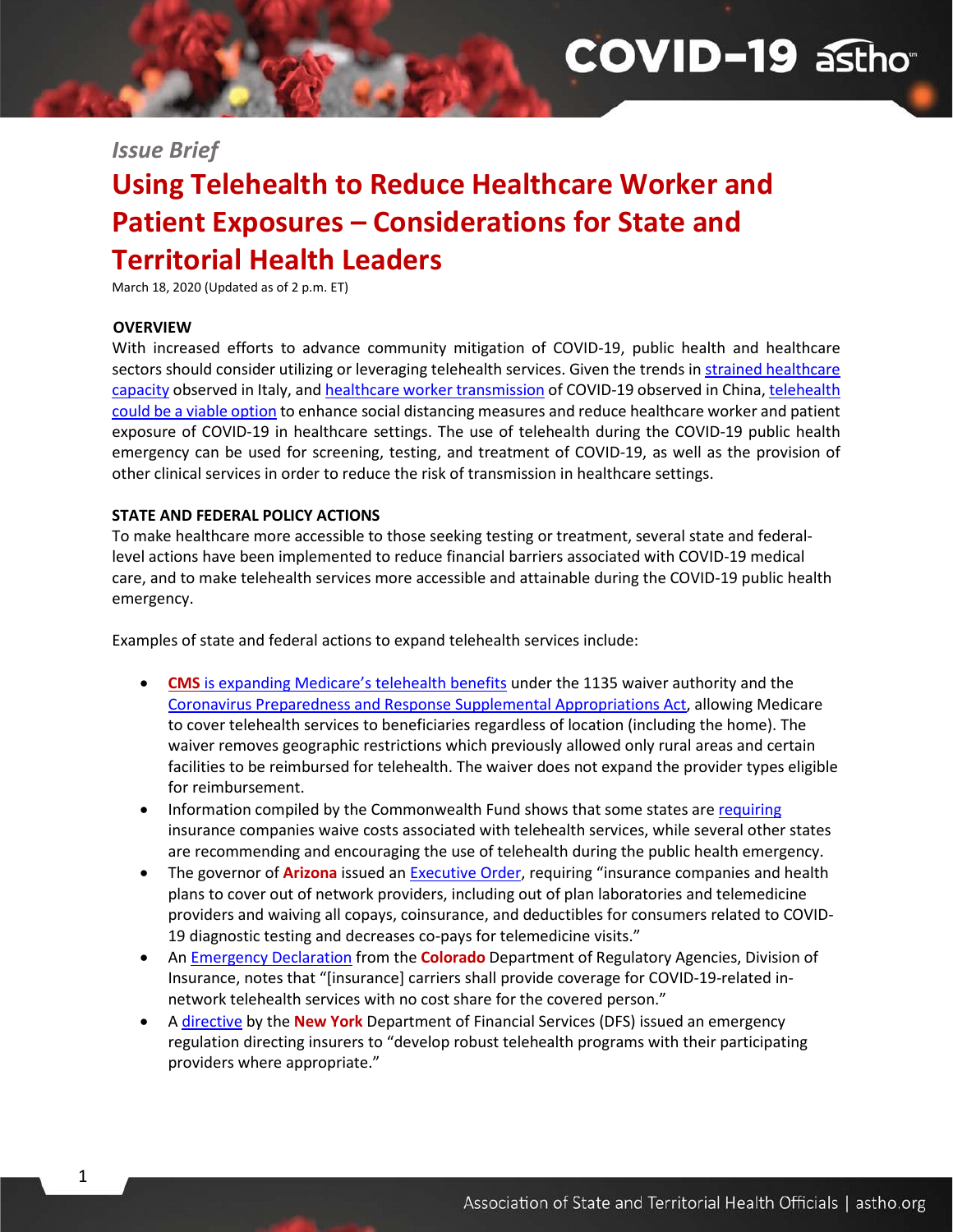*Issue Brief*

# Using Telehealth to Reduce Healthcare Worker and Patient Exposures – Considerations for State and Territorial Health Leaders

March 18, 2020 (Updated as of 2 p.m. ET)

## OVERVIEW

With increased efforts to advance community mitigation of COVID-19, public health and healthcare sectors should consider utilizing or leveraging telehealth services. Given the trends in strained healthcare capacity observed in Italy, and healthcare worker transmission of COVID-19 observed in China, telehealth could be a viable option to enhance social distancing measures and reduce healthcare worker and patient exposure of COVID-19 in healthcare settings. The use of telehealth during the COVID-19 public health emergency can be used for screening, testing, and treatment of COVID-19, as well as the provision of other clinical services in order to reduce the risk of transmission in healthcare settings.

## STATE AND FEDERAL POLICY ACTIONS

To make healthcare more accessible to those seeking testing or treatment, several state and federal-level actions have been implemented to reduce financial barriers associated with COVID-19 medical care, and to make telehealth services more accessible and attainable during the COVID-19 public health emergency.

Examples of state and federal actions to expand telehealth services include:

- **CMS** is expanding Medicare's telehealth benefits under the 1135 waiver authority and the Coronavirus Preparedness and Response Supplemental Appropriations Act, allowing Medicare to cover telehealth services to beneficiaries regardless of location (including the home). The waiver removes geographic restrictions which previously allowed only rural areas and certain facilities to be reimbursed for telehealth. The waiver does not expand the provider types eligible for reimbursement.
- Information compiled by the Commonwealth Fund shows that some states are requiring insurance companies waive costs associated with telehealth services, while several other states are recommending and encouraging the use of telehealth during the public health emergency.
- The governor of **Arizona** issued an Executive Order, requiring "insurance companies and health plans to cover out of network providers, including out of plan laboratories and telemedicine providers and waiving all copays, coinsurance, and deductibles for consumers related to COVID-19 diagnostic testing and decreases co-pays for telemedicine visits."
- An Emergency Declaration from the **Colorado** Department of Regulatory Agencies, Division of Insurance, notes that "[insurance] carriers shall provide coverage for COVID-19-related in-network telehealth services with no cost share for the covered person."
- A directive by the **New York** Department of Financial Services (DFS) issued an emergency regulation directing insurers to "develop robust telehealth programs with their participating providers where appropriate."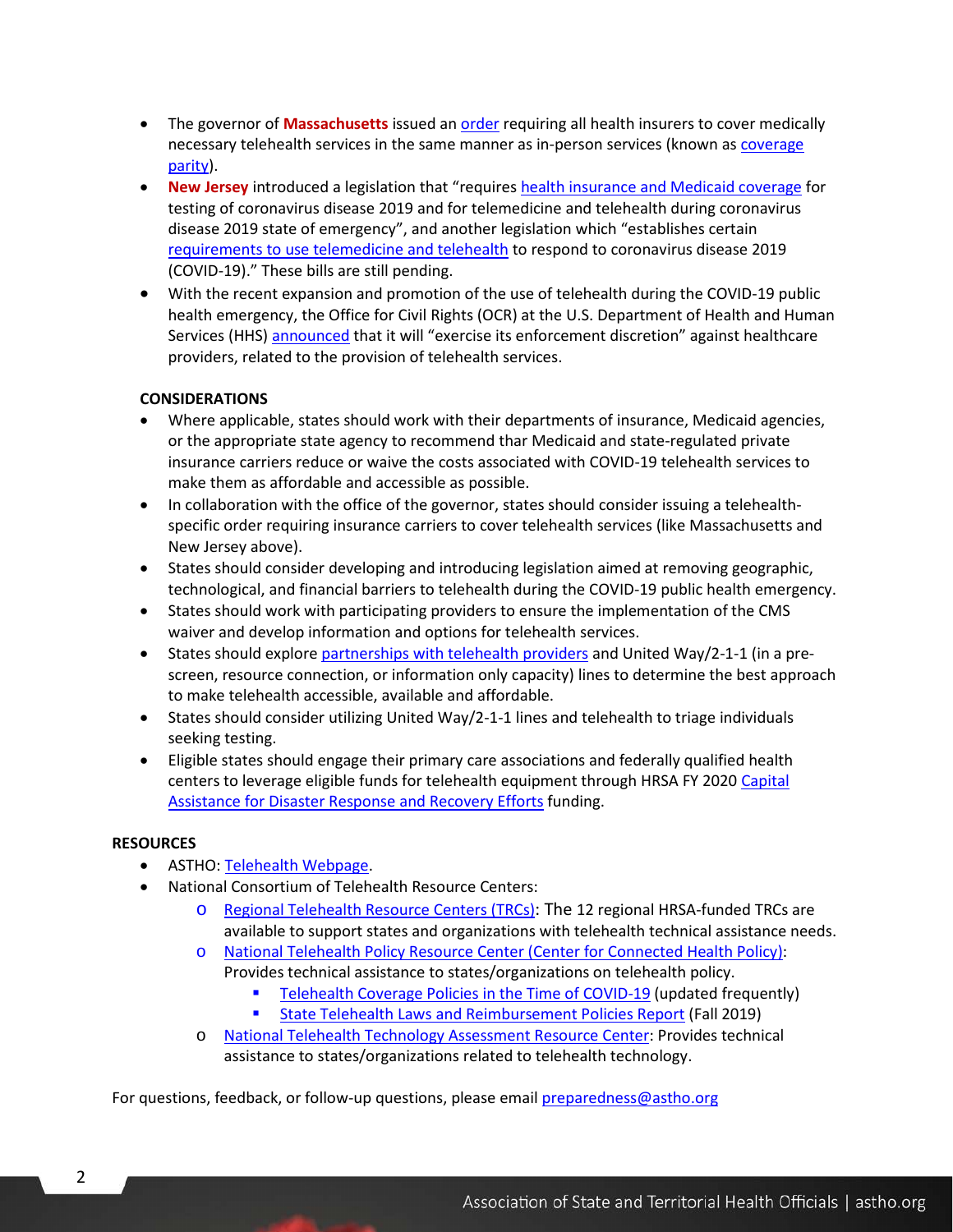- The governor of **Massachusetts** issued an order requiring all health insurers to cover medically necessary telehealth services in the same manner as in-person services (known as coverage parity).
- **New Jersey** introduced a legislation that "requires health insurance and Medicaid coverage for testing of coronavirus disease 2019 and for telemedicine and telehealth during coronavirus disease 2019 state of emergency", and another legislation which "establishes certain requirements to use telemedicine and telehealth to respond to coronavirus disease 2019 (COVID-19)." These bills are still pending.
- With the recent expansion and promotion of the use of telehealth during the COVID-19 public health emergency, the Office for Civil Rights (OCR) at the U.S. Department of Health and Human Services (HHS) announced that it will "exercise its enforcement discretion" against healthcare providers, related to the provision of telehealth services.

**CONSIDERATIONS**

- Where applicable, states should work with their departments of insurance, Medicaid agencies, or the appropriate state agency to recommend thar Medicaid and state-regulated private insurance carriers reduce or waive the costs associated with COVID-19 telehealth services to make them as affordable and accessible as possible.
- In collaboration with the office of the governor, states should consider issuing a telehealth-specific order requiring insurance carriers to cover telehealth services (like Massachusetts and New Jersey above).
- States should consider developing and introducing legislation aimed at removing geographic, technological, and financial barriers to telehealth during the COVID-19 public health emergency.
- States should work with participating providers to ensure the implementation of the CMS waiver and develop information and options for telehealth services.
- States should explore partnerships with telehealth providers and United Way/2-1-1 (in a pre-screen, resource connection, or information only capacity) lines to determine the best approach to make telehealth accessible, available and affordable.
- States should consider utilizing United Way/2-1-1 lines and telehealth to triage individuals seeking testing.
- Eligible states should engage their primary care associations and federally qualified health centers to leverage eligible funds for telehealth equipment through HRSA FY 2020 Capital Assistance for Disaster Response and Recovery Efforts funding.

**RESOURCES**

- ASTHO: Telehealth Webpage.
- National Consortium of Telehealth Resource Centers:
  - Regional Telehealth Resource Centers (TRCs): The 12 regional HRSA-funded TRCs are available to support states and organizations with telehealth technical assistance needs.
  - National Telehealth Policy Resource Center (Center for Connected Health Policy): Provides technical assistance to states/organizations on telehealth policy.
    - Telehealth Coverage Policies in the Time of COVID-19 (updated frequently)
    - State Telehealth Laws and Reimbursement Policies Report (Fall 2019)
  - National Telehealth Technology Assessment Resource Center: Provides technical assistance to states/organizations related to telehealth technology.

For questions, feedback, or follow-up questions, please email preparedness@astho.org